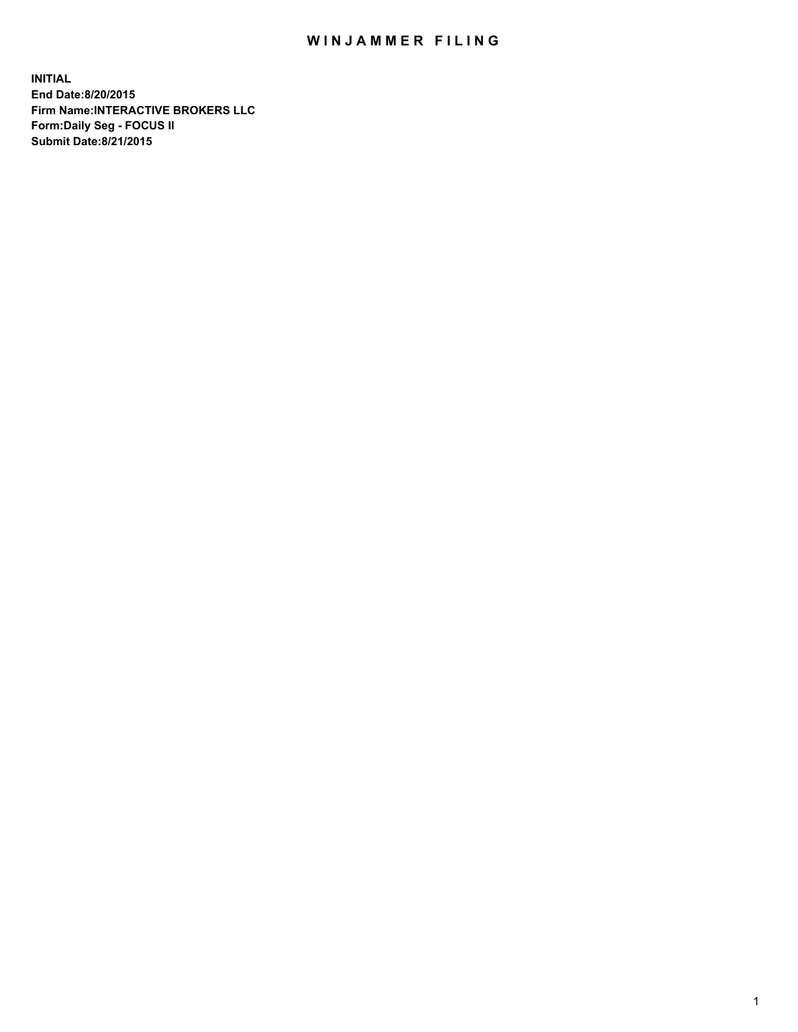# WINJAMMER FILING

**INITIAL**
**End Date:8/20/2015**
**Firm Name:INTERACTIVE BROKERS LLC**
**Form:Daily Seg - FOCUS II**
**Submit Date:8/21/2015**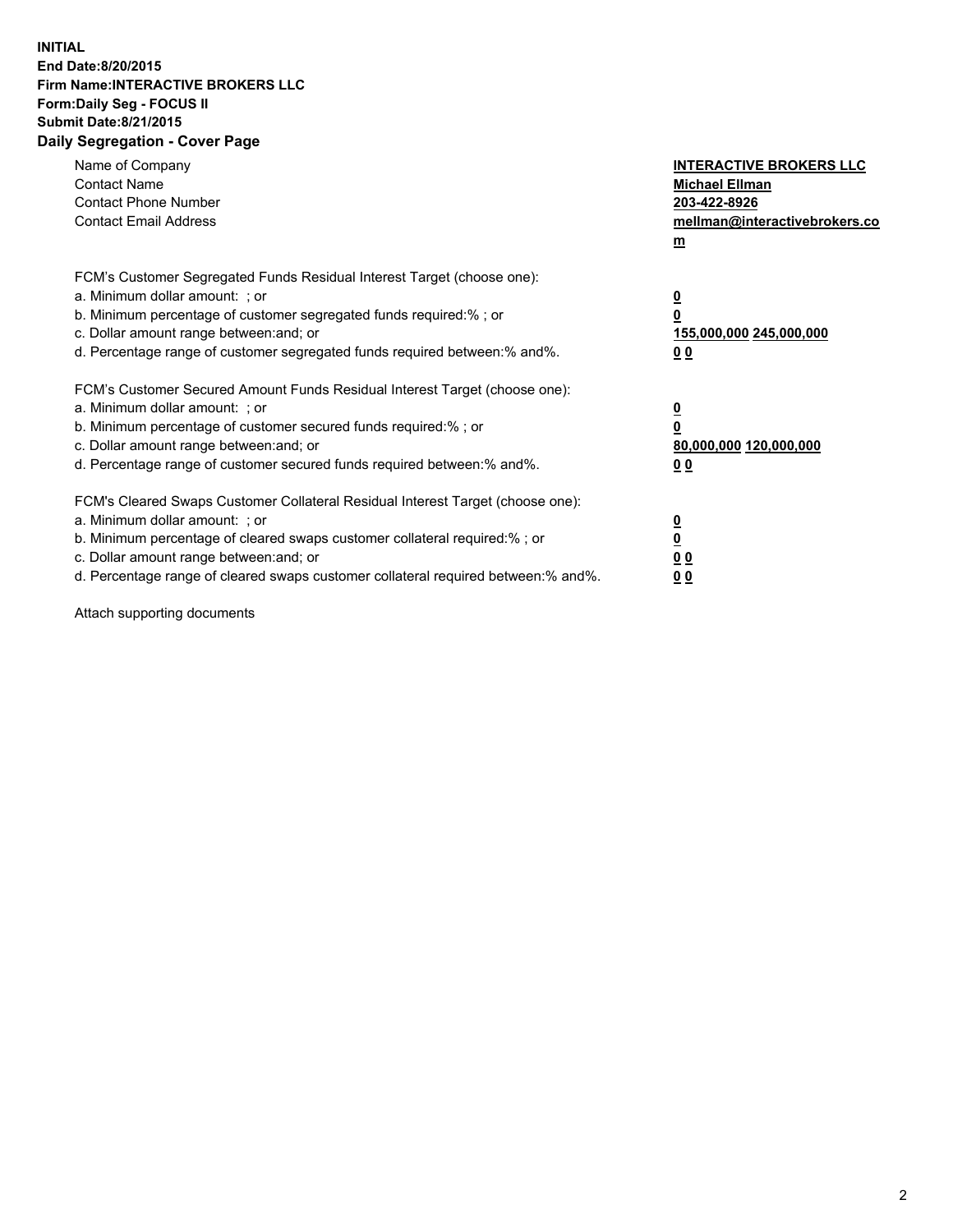**INITIAL**
**End Date:8/20/2015**
**Firm Name:INTERACTIVE BROKERS LLC**
**Form:Daily Seg - FOCUS II**
**Submit Date:8/21/2015**
**Daily Segregation - Cover Page**

| | |
|---|---|
| Name of Company | **INTERACTIVE BROKERS LLC** |
| Contact Name | **Michael Ellman** |
| Contact Phone Number | **203-422-8926** |
| Contact Email Address | **mellman@interactivebrokers.com** |

FCM's Customer Segregated Funds Residual Interest Target (choose one):

| | |
|---|---|
| a. Minimum dollar amount: ; or | **0** |
| b. Minimum percentage of customer segregated funds required:% ; or | **0** |
| c. Dollar amount range between:and; or | **155,000,000 245,000,000** |
| d. Percentage range of customer segregated funds required between:% and%. | **0 0** |

FCM's Customer Secured Amount Funds Residual Interest Target (choose one):

| | |
|---|---|
| a. Minimum dollar amount: ; or | **0** |
| b. Minimum percentage of customer secured funds required:% ; or | **0** |
| c. Dollar amount range between:and; or | **80,000,000 120,000,000** |
| d. Percentage range of customer secured funds required between:% and%. | **0 0** |

FCM's Cleared Swaps Customer Collateral Residual Interest Target (choose one):

| | |
|---|---|
| a. Minimum dollar amount: ; or | **0** |
| b. Minimum percentage of cleared swaps customer collateral required:% ; or | **0** |
| c. Dollar amount range between:and; or | **0 0** |
| d. Percentage range of cleared swaps customer collateral required between:% and%. | **0 0** |

Attach supporting documents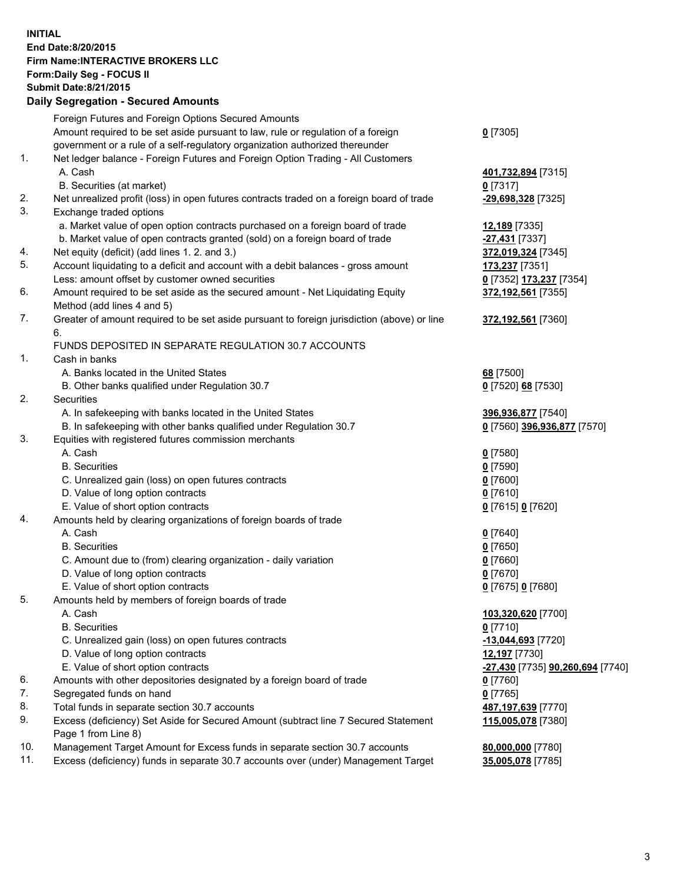**INITIAL**
**End Date:8/20/2015**
**Firm Name:INTERACTIVE BROKERS LLC**
**Form:Daily Seg - FOCUS II**
**Submit Date:8/21/2015**

## Daily Segregation - Secured Amounts

| | | |
|---|---|---|
| | Foreign Futures and Foreign Options Secured Amounts | |
| | Amount required to be set aside pursuant to law, rule or regulation of a foreign government or a rule of a self-regulatory organization authorized thereunder | **0** [7305] |
| 1. | Net ledger balance - Foreign Futures and Foreign Option Trading - All Customers | |
| | A. Cash | **401,732,894** [7315] |
| | B. Securities (at market) | **0** [7317] |
| 2. | Net unrealized profit (loss) in open futures contracts traded on a foreign board of trade | **-29,698,328** [7325] |
| 3. | Exchange traded options | |
| | a. Market value of open option contracts purchased on a foreign board of trade | **12,189** [7335] |
| | b. Market value of open contracts granted (sold) on a foreign board of trade | **-27,431** [7337] |
| 4. | Net equity (deficit) (add lines 1. 2. and 3.) | **372,019,324** [7345] |
| 5. | Account liquidating to a deficit and account with a debit balances - gross amount | **173,237** [7351] |
| | Less: amount offset by customer owned securities | **0** [7352] **173,237** [7354] |
| 6. | Amount required to be set aside as the secured amount - Net Liquidating Equity Method (add lines 4 and 5) | **372,192,561** [7355] |
| 7. | Greater of amount required to be set aside pursuant to foreign jurisdiction (above) or line 6. | **372,192,561** [7360] |
| | FUNDS DEPOSITED IN SEPARATE REGULATION 30.7 ACCOUNTS | |
| 1. | Cash in banks | |
| | A. Banks located in the United States | **68** [7500] |
| | B. Other banks qualified under Regulation 30.7 | **0** [7520] **68** [7530] |
| 2. | Securities | |
| | A. In safekeeping with banks located in the United States | **396,936,877** [7540] |
| | B. In safekeeping with other banks qualified under Regulation 30.7 | **0** [7560] **396,936,877** [7570] |
| 3. | Equities with registered futures commission merchants | |
| | A. Cash | **0** [7580] |
| | B. Securities | **0** [7590] |
| | C. Unrealized gain (loss) on open futures contracts | **0** [7600] |
| | D. Value of long option contracts | **0** [7610] |
| | E. Value of short option contracts | **0** [7615] **0** [7620] |
| 4. | Amounts held by clearing organizations of foreign boards of trade | |
| | A. Cash | **0** [7640] |
| | B. Securities | **0** [7650] |
| | C. Amount due to (from) clearing organization - daily variation | **0** [7660] |
| | D. Value of long option contracts | **0** [7670] |
| | E. Value of short option contracts | **0** [7675] **0** [7680] |
| 5. | Amounts held by members of foreign boards of trade | |
| | A. Cash | **103,320,620** [7700] |
| | B. Securities | **0** [7710] |
| | C. Unrealized gain (loss) on open futures contracts | **-13,044,693** [7720] |
| | D. Value of long option contracts | **12,197** [7730] |
| | E. Value of short option contracts | **-27,430** [7735] **90,260,694** [7740] |
| 6. | Amounts with other depositories designated by a foreign board of trade | **0** [7760] |
| 7. | Segregated funds on hand | **0** [7765] |
| 8. | Total funds in separate section 30.7 accounts | **487,197,639** [7770] |
| 9. | Excess (deficiency) Set Aside for Secured Amount (subtract line 7 Secured Statement Page 1 from Line 8) | **115,005,078** [7380] |
| 10. | Management Target Amount for Excess funds in separate section 30.7 accounts | **80,000,000** [7780] |
| 11. | Excess (deficiency) funds in separate 30.7 accounts over (under) Management Target | **35,005,078** [7785] |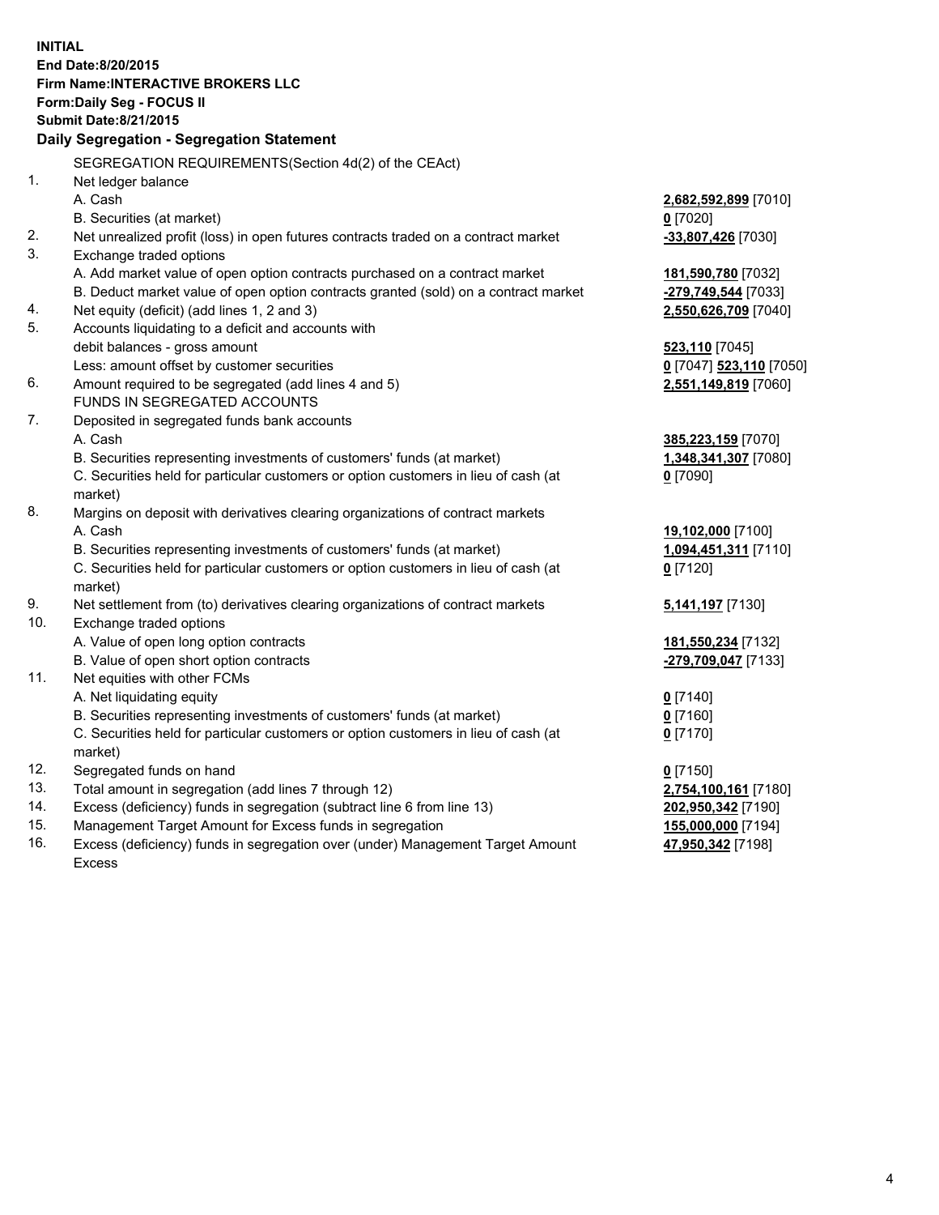**INITIAL**
**End Date:8/20/2015**
**Firm Name:INTERACTIVE BROKERS LLC**
**Form:Daily Seg - FOCUS II**
**Submit Date:8/21/2015**

## Daily Segregation - Segregation Statement

SEGREGATION REQUIREMENTS(Section 4d(2) of the CEAct)

| | | |
|---|---|---|
| 1. | Net ledger balance | |
| | A. Cash | **2,682,592,899** [7010] |
| | B. Securities (at market) | **0** [7020] |
| 2. | Net unrealized profit (loss) in open futures contracts traded on a contract market | **-33,807,426** [7030] |
| 3. | Exchange traded options | |
| | A. Add market value of open option contracts purchased on a contract market | **181,590,780** [7032] |
| | B. Deduct market value of open option contracts granted (sold) on a contract market | **-279,749,544** [7033] |
| 4. | Net equity (deficit) (add lines 1, 2 and 3) | **2,550,626,709** [7040] |
| 5. | Accounts liquidating to a deficit and accounts with | |
| | debit balances - gross amount | **523,110** [7045] |
| | Less: amount offset by customer securities | **0** [7047] **523,110** [7050] |
| 6. | Amount required to be segregated (add lines 4 and 5) | **2,551,149,819** [7060] |
| | FUNDS IN SEGREGATED ACCOUNTS | |
| 7. | Deposited in segregated funds bank accounts | |
| | A. Cash | **385,223,159** [7070] |
| | B. Securities representing investments of customers' funds (at market) | **1,348,341,307** [7080] |
| | C. Securities held for particular customers or option customers in lieu of cash (at market) | **0** [7090] |
| 8. | Margins on deposit with derivatives clearing organizations of contract markets | |
| | A. Cash | **19,102,000** [7100] |
| | B. Securities representing investments of customers' funds (at market) | **1,094,451,311** [7110] |
| | C. Securities held for particular customers or option customers in lieu of cash (at market) | **0** [7120] |
| 9. | Net settlement from (to) derivatives clearing organizations of contract markets | **5,141,197** [7130] |
| 10. | Exchange traded options | |
| | A. Value of open long option contracts | **181,550,234** [7132] |
| | B. Value of open short option contracts | **-279,709,047** [7133] |
| 11. | Net equities with other FCMs | |
| | A. Net liquidating equity | **0** [7140] |
| | B. Securities representing investments of customers' funds (at market) | **0** [7160] |
| | C. Securities held for particular customers or option customers in lieu of cash (at market) | **0** [7170] |
| 12. | Segregated funds on hand | **0** [7150] |
| 13. | Total amount in segregation (add lines 7 through 12) | **2,754,100,161** [7180] |
| 14. | Excess (deficiency) funds in segregation (subtract line 6 from line 13) | **202,950,342** [7190] |
| 15. | Management Target Amount for Excess funds in segregation | **155,000,000** [7194] |
| 16. | Excess (deficiency) funds in segregation over (under) Management Target Amount Excess | **47,950,342** [7198] |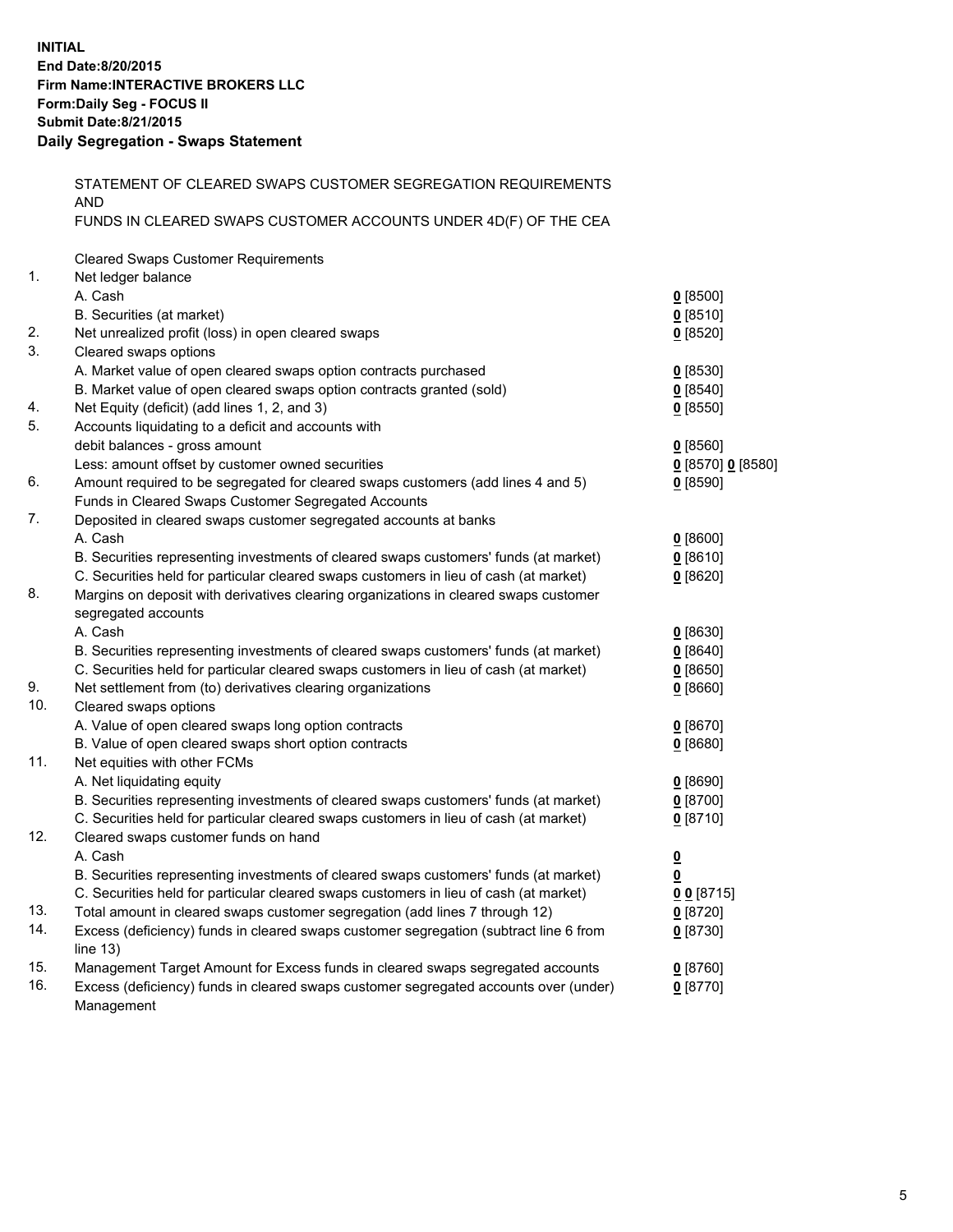**INITIAL**
**End Date:8/20/2015**
**Firm Name:INTERACTIVE BROKERS LLC**
**Form:Daily Seg - FOCUS II**
**Submit Date:8/21/2015**
**Daily Segregation - Swaps Statement**

STATEMENT OF CLEARED SWAPS CUSTOMER SEGREGATION REQUIREMENTS
AND
FUNDS IN CLEARED SWAPS CUSTOMER ACCOUNTS UNDER 4D(F) OF THE CEA

| | | |
|---|---|---|
| | Cleared Swaps Customer Requirements | |
| 1. | Net ledger balance | |
| | A. Cash | 0 [8500] |
| | B. Securities (at market) | 0 [8510] |
| 2. | Net unrealized profit (loss) in open cleared swaps | 0 [8520] |
| 3. | Cleared swaps options | |
| | A. Market value of open cleared swaps option contracts purchased | 0 [8530] |
| | B. Market value of open cleared swaps option contracts granted (sold) | 0 [8540] |
| 4. | Net Equity (deficit) (add lines 1, 2, and 3) | 0 [8550] |
| 5. | Accounts liquidating to a deficit and accounts with | |
| | debit balances - gross amount | 0 [8560] |
| | Less: amount offset by customer owned securities | 0 [8570] 0 [8580] |
| 6. | Amount required to be segregated for cleared swaps customers (add lines 4 and 5) | 0 [8590] |
| | Funds in Cleared Swaps Customer Segregated Accounts | |
| 7. | Deposited in cleared swaps customer segregated accounts at banks | |
| | A. Cash | 0 [8600] |
| | B. Securities representing investments of cleared swaps customers' funds (at market) | 0 [8610] |
| | C. Securities held for particular cleared swaps customers in lieu of cash (at market) | 0 [8620] |
| 8. | Margins on deposit with derivatives clearing organizations in cleared swaps customer segregated accounts | |
| | A. Cash | 0 [8630] |
| | B. Securities representing investments of cleared swaps customers' funds (at market) | 0 [8640] |
| | C. Securities held for particular cleared swaps customers in lieu of cash (at market) | 0 [8650] |
| 9. | Net settlement from (to) derivatives clearing organizations | 0 [8660] |
| 10. | Cleared swaps options | |
| | A. Value of open cleared swaps long option contracts | 0 [8670] |
| | B. Value of open cleared swaps short option contracts | 0 [8680] |
| 11. | Net equities with other FCMs | |
| | A. Net liquidating equity | 0 [8690] |
| | B. Securities representing investments of cleared swaps customers' funds (at market) | 0 [8700] |
| | C. Securities held for particular cleared swaps customers in lieu of cash (at market) | 0 [8710] |
| 12. | Cleared swaps customer funds on hand | |
| | A. Cash | 0 |
| | B. Securities representing investments of cleared swaps customers' funds (at market) | 0 |
| | C. Securities held for particular cleared swaps customers in lieu of cash (at market) | 0 0 [8715] |
| 13. | Total amount in cleared swaps customer segregation (add lines 7 through 12) | 0 [8720] |
| 14. | Excess (deficiency) funds in cleared swaps customer segregation (subtract line 6 from line 13) | 0 [8730] |
| 15. | Management Target Amount for Excess funds in cleared swaps segregated accounts | 0 [8760] |
| 16. | Excess (deficiency) funds in cleared swaps customer segregated accounts over (under) Management | 0 [8770] |